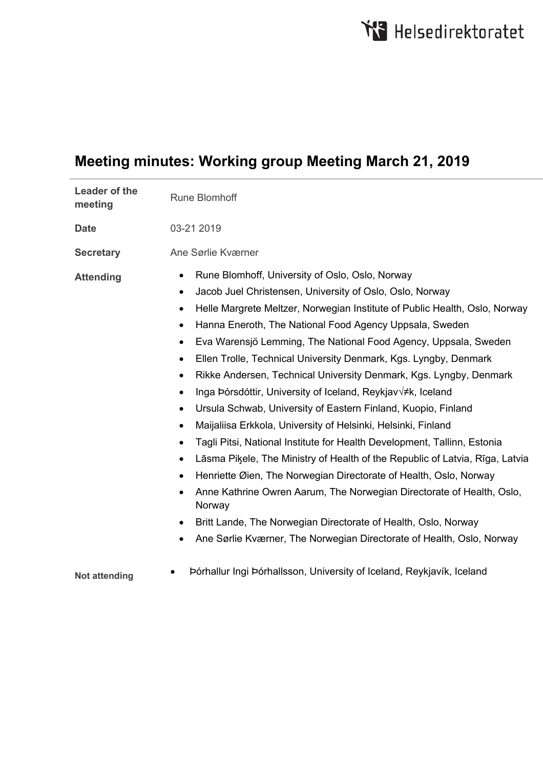# Meeting minutes: Working group Meeting March 21, 2019

| | |
|---|---|
| **Leader of the meeting** | Rune Blomhoff |
| **Date** | 03-21 2019 |
| **Secretary** | Ane Sørlie Kværner |
| **Attending** | • Rune Blomhoff, University of Oslo, Oslo, Norway<br>• Jacob Juel Christensen, University of Oslo, Oslo, Norway<br>• Helle Margrete Meltzer, Norwegian Institute of Public Health, Oslo, Norway<br>• Hanna Eneroth, The National Food Agency Uppsala, Sweden<br>• Eva Warensjö Lemming, The National Food Agency, Uppsala, Sweden<br>• Ellen Trolle, Technical University Denmark, Kgs. Lyngby, Denmark<br>• Rikke Andersen, Technical University Denmark, Kgs. Lyngby, Denmark<br>• Inga Þórsdóttir, University of Iceland, Reykjav√≠k, Iceland<br>• Ursula Schwab, University of Eastern Finland, Kuopio, Finland<br>• Maijaliisa Erkkola, University of Helsinki, Helsinki, Finland<br>• Tagli Pitsi, National Institute for Health Development, Tallinn, Estonia<br>• Lāsma Piķele, The Ministry of Health of the Republic of Latvia, Rīga, Latvia<br>• Henriette Øien, The Norwegian Directorate of Health, Oslo, Norway<br>• Anne Kathrine Owren Aarum, The Norwegian Directorate of Health, Oslo, Norway<br>• Britt Lande, The Norwegian Directorate of Health, Oslo, Norway<br>• Ane Sørlie Kværner, The Norwegian Directorate of Health, Oslo, Norway |
| **Not attending** | • Þórhallur Ingi Þórhallsson, University of Iceland, Reykjavík, Iceland |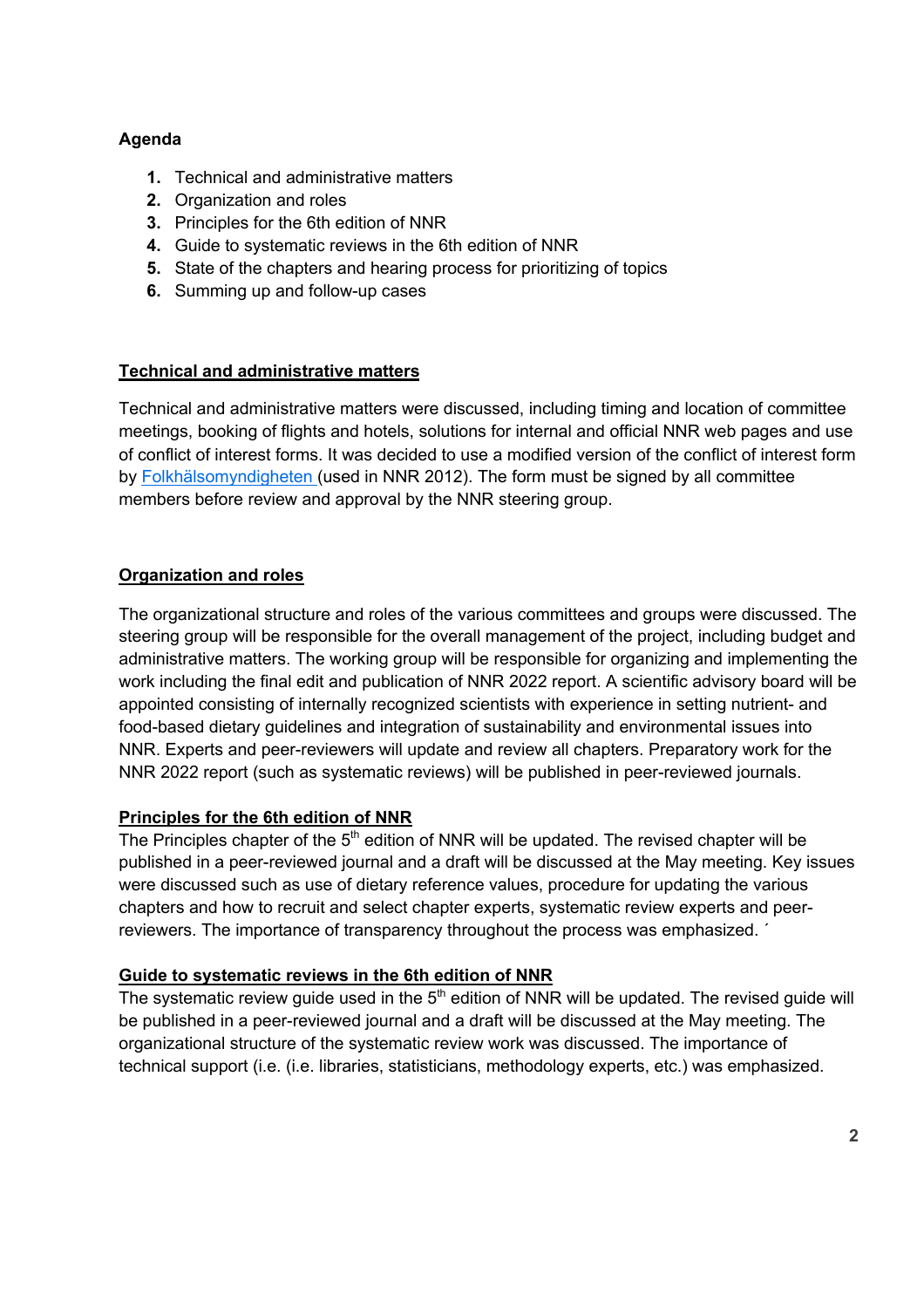**Agenda**

1. Technical and administrative matters
2. Organization and roles
3. Principles for the 6th edition of NNR
4. Guide to systematic reviews in the 6th edition of NNR
5. State of the chapters and hearing process for prioritizing of topics
6. Summing up and follow-up cases

**Technical and administrative matters**

Technical and administrative matters were discussed, including timing and location of committee meetings, booking of flights and hotels, solutions for internal and official NNR web pages and use of conflict of interest forms. It was decided to use a modified version of the conflict of interest form by Folkhälsomyndigheten (used in NNR 2012). The form must be signed by all committee members before review and approval by the NNR steering group.

**Organization and roles**

The organizational structure and roles of the various committees and groups were discussed. The steering group will be responsible for the overall management of the project, including budget and administrative matters. The working group will be responsible for organizing and implementing the work including the final edit and publication of NNR 2022 report. A scientific advisory board will be appointed consisting of internally recognized scientists with experience in setting nutrient- and food-based dietary guidelines and integration of sustainability and environmental issues into NNR. Experts and peer-reviewers will update and review all chapters. Preparatory work for the NNR 2022 report (such as systematic reviews) will be published in peer-reviewed journals.

**Principles for the 6th edition of NNR**

The Principles chapter of the 5th edition of NNR will be updated. The revised chapter will be published in a peer-reviewed journal and a draft will be discussed at the May meeting. Key issues were discussed such as use of dietary reference values, procedure for updating the various chapters and how to recruit and select chapter experts, systematic review experts and peer-reviewers. The importance of transparency throughout the process was emphasized. ´

**Guide to systematic reviews in the 6th edition of NNR**

The systematic review guide used in the 5th edition of NNR will be updated. The revised guide will be published in a peer-reviewed journal and a draft will be discussed at the May meeting. The organizational structure of the systematic review work was discussed. The importance of technical support (i.e. (i.e. libraries, statisticians, methodology experts, etc.) was emphasized.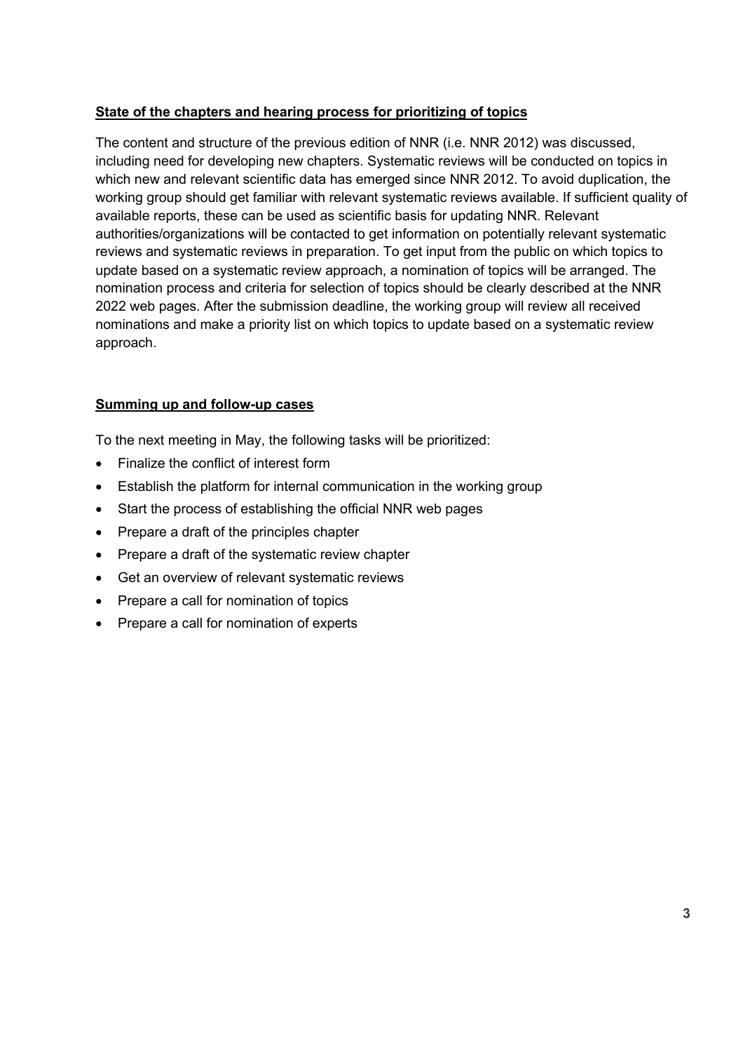## State of the chapters and hearing process for prioritizing of topics

The content and structure of the previous edition of NNR (i.e. NNR 2012) was discussed, including need for developing new chapters. Systematic reviews will be conducted on topics in which new and relevant scientific data has emerged since NNR 2012. To avoid duplication, the working group should get familiar with relevant systematic reviews available. If sufficient quality of available reports, these can be used as scientific basis for updating NNR. Relevant authorities/organizations will be contacted to get information on potentially relevant systematic reviews and systematic reviews in preparation. To get input from the public on which topics to update based on a systematic review approach, a nomination of topics will be arranged. The nomination process and criteria for selection of topics should be clearly described at the NNR 2022 web pages. After the submission deadline, the working group will review all received nominations and make a priority list on which topics to update based on a systematic review approach.

## Summing up and follow-up cases

To the next meeting in May, the following tasks will be prioritized:

- Finalize the conflict of interest form
- Establish the platform for internal communication in the working group
- Start the process of establishing the official NNR web pages
- Prepare a draft of the principles chapter
- Prepare a draft of the systematic review chapter
- Get an overview of relevant systematic reviews
- Prepare a call for nomination of topics
- Prepare a call for nomination of experts